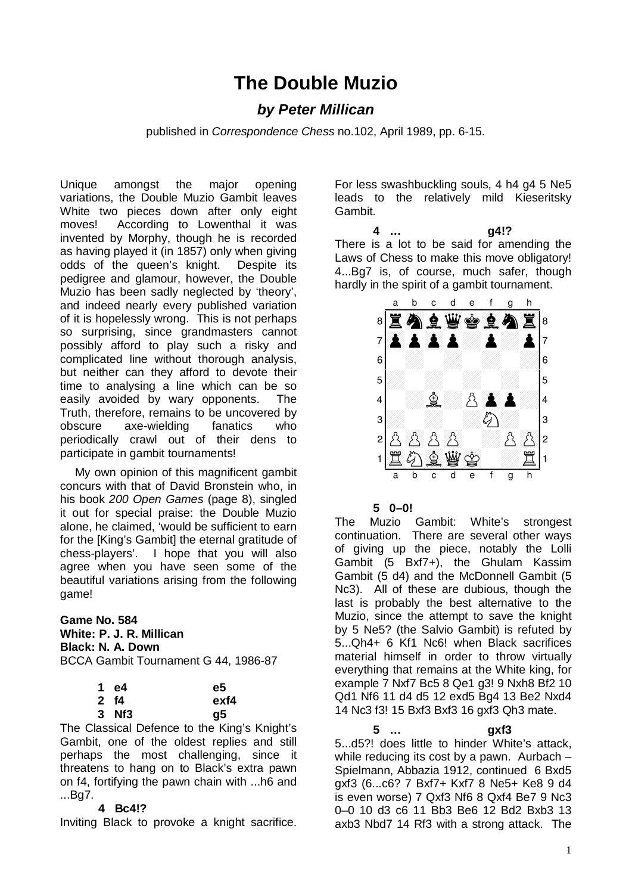# The Double Muzio

### *by Peter Millican*

published in *Correspondence Chess* no.102, April 1989, pp. 6-15.

Unique amongst the major opening variations, the Double Muzio Gambit leaves White two pieces down after only eight moves! According to Lowenthal it was invented by Morphy, though he is recorded as having played it (in 1857) only when giving odds of the queen's knight. Despite its pedigree and glamour, however, the Double Muzio has been sadly neglected by 'theory', and indeed nearly every published variation of it is hopelessly wrong. This is not perhaps so surprising, since grandmasters cannot possibly afford to play such a risky and complicated line without thorough analysis, but neither can they afford to devote their time to analysing a line which can be so easily avoided by wary opponents. The Truth, therefore, remains to be uncovered by obscure axe-wielding fanatics who periodically crawl out of their dens to participate in gambit tournaments!

My own opinion of this magnificent gambit concurs with that of David Bronstein who, in his book *200 Open Games* (page 8), singled it out for special praise: the Double Muzio alone, he claimed, 'would be sufficient to earn for the [King's Gambit] the eternal gratitude of chess-players'. I hope that you will also agree when you have seen some of the beautiful variations arising from the following game!

**Game No. 584**
**White: P. J. R. Millican**
**Black: N. A. Down**
BCCA Gambit Tournament G 44, 1986-87

| | | |
|---|---|---|
| **1** | **e4** | **e5** |
| **2** | **f4** | **exf4** |
| **3** | **Nf3** | **g5** |

The Classical Defence to the King's Knight's Gambit, one of the oldest replies and still perhaps the most challenging, since it threatens to hang on to Black's extra pawn on f4, fortifying the pawn chain with ...h6 and ...Bg7.

**4 Bc4!?**

Inviting Black to provoke a knight sacrifice. For less swashbuckling souls, 4 h4 g4 5 Ne5 leads to the relatively mild Kieseritsky Gambit.

**4 … g4!?**

There is a lot to be said for amending the Laws of Chess to make this move obligatory! 4...Bg7 is, of course, much safer, though hardly in the spirit of a gambit tournament.

```
   a b c d e f g h
8  r n b q k b n r  8
7  p p p p . p . p  7
6  . . . . . . . .  6
5  . . . . . . . .  5
4  . . B . P p p .  4
3  . . . . . N . .  3
2  P P P P . . P P  2
1  R N B Q K . . R  1
   a b c d e f g h
```

**5 0–0!**

The Muzio Gambit: White's strongest continuation. There are several other ways of giving up the piece, notably the Lolli Gambit (5 Bxf7+), the Ghulam Kassim Gambit (5 d4) and the McDonnell Gambit (5 Nc3). All of these are dubious, though the last is probably the best alternative to the Muzio, since the attempt to save the knight by 5 Ne5? (the Salvio Gambit) is refuted by 5...Qh4+ 6 Kf1 Nc6! when Black sacrifices material himself in order to throw virtually everything that remains at the White king, for example 7 Nxf7 Bc5 8 Qe1 g3! 9 Nxh8 Bf2 10 Qd1 Nf6 11 d4 d5 12 exd5 Bg4 13 Be2 Nxd4 14 Nc3 f3! 15 Bxf3 Bxf3 16 gxf3 Qh3 mate.

**5 … gxf3**

5...d5?! does little to hinder White's attack, while reducing its cost by a pawn. Aurbach – Spielmann, Abbazia 1912, continued 6 Bxd5 gxf3 (6...c6? 7 Bxf7+ Kxf7 8 Ne5+ Ke8 9 d4 is even worse) 7 Qxf3 Nf6 8 Qxf4 Be7 9 Nc3 0–0 10 d3 c6 11 Bb3 Be6 12 Bd2 Bxb3 13 axb3 Nbd7 14 Rf3 with a strong attack. The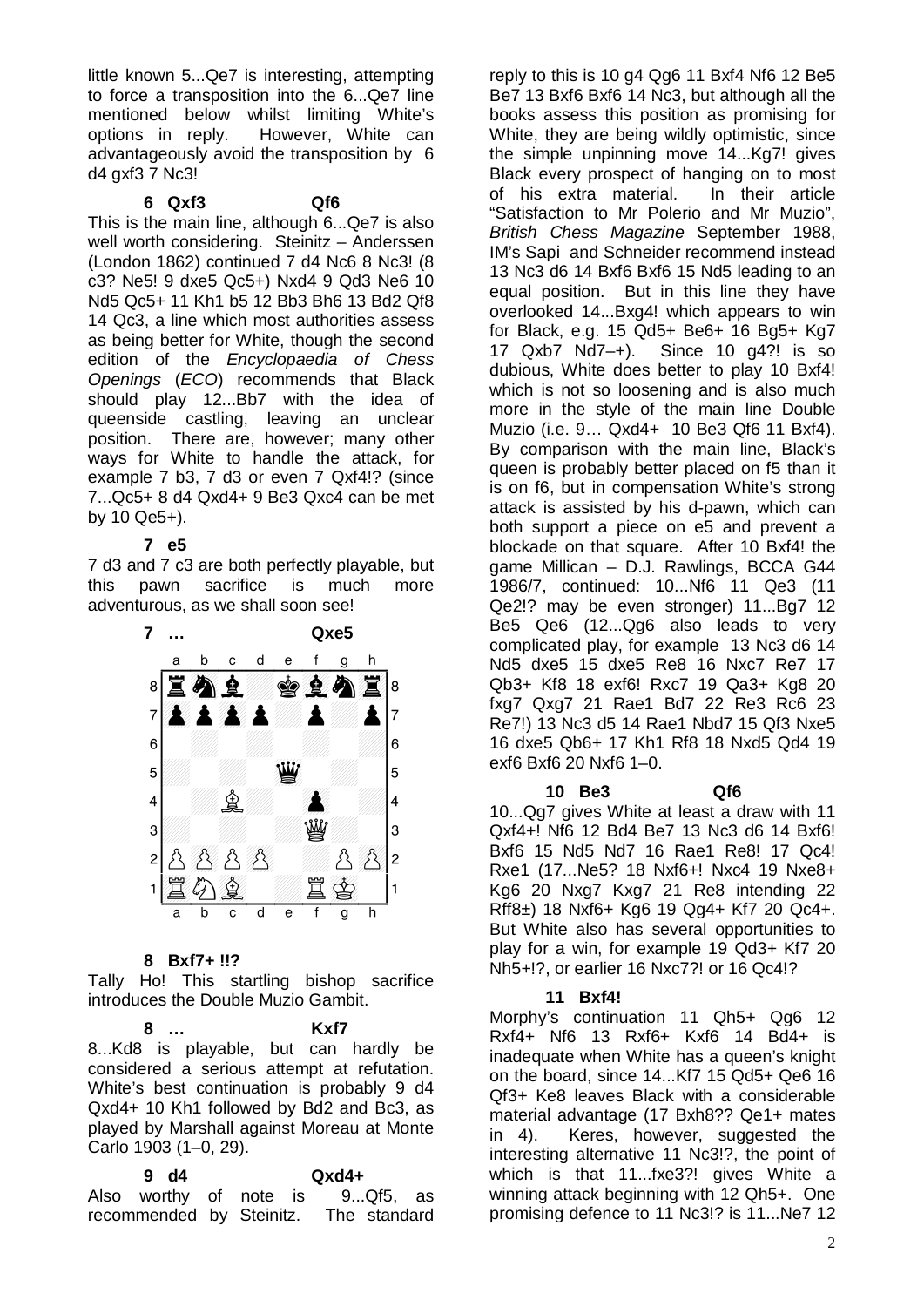little known 5...Qe7 is interesting, attempting to force a transposition into the 6...Qe7 line mentioned below whilst limiting White's options in reply. However, White can advantageously avoid the transposition by 6 d4 gxf3 7 Nc3!

**6 Qxf3 Qf6**

This is the main line, although 6...Qe7 is also well worth considering. Steinitz – Anderssen (London 1862) continued 7 d4 Nc6 8 Nc3! (8 c3? Ne5! 9 dxe5 Qc5+) Nxd4 9 Qd3 Ne6 10 Nd5 Qc5+ 11 Kh1 b5 12 Bb3 Bh6 13 Bd2 Qf8 14 Qc3, a line which most authorities assess as being better for White, though the second edition of the *Encyclopaedia of Chess Openings* (*ECO*) recommends that Black should play 12...Bb7 with the idea of queenside castling, leaving an unclear position. There are, however; many other ways for White to handle the attack, for example 7 b3, 7 d3 or even 7 Qxf4!? (since 7...Qc5+ 8 d4 Qxd4+ 9 Be3 Qxc4 can be met by 10 Qe5+).

**7 e5**

7 d3 and 7 c3 are both perfectly playable, but this pawn sacrifice is much more adventurous, as we shall soon see!

**7 … Qxe5**

**8 Bxf7+ !!?**

Tally Ho! This startling bishop sacrifice introduces the Double Muzio Gambit.

**8 … Kxf7**

8...Kd8 is playable, but can hardly be considered a serious attempt at refutation. White's best continuation is probably 9 d4 Qxd4+ 10 Kh1 followed by Bd2 and Bc3, as played by Marshall against Moreau at Monte Carlo 1903 (1–0, 29).

**9 d4 Qxd4+**

Also worthy of note is 9...Qf5, as recommended by Steinitz. The standard reply to this is 10 g4 Qg6 11 Bxf4 Nf6 12 Be5 Be7 13 Bxf6 Bxf6 14 Nc3, but although all the books assess this position as promising for White, they are being wildly optimistic, since the simple unpinning move 14...Kg7! gives Black every prospect of hanging on to most of his extra material. In their article "Satisfaction to Mr Polerio and Mr Muzio", *British Chess Magazine* September 1988, IM's Sapi and Schneider recommend instead 13 Nc3 d6 14 Bxf6 Bxf6 15 Nd5 leading to an equal position. But in this line they have overlooked 14...Bxg4! which appears to win for Black, e.g. 15 Qd5+ Be6+ 16 Bg5+ Kg7 17 Qxb7 Nd7–+). Since 10 g4?! is so dubious, White does better to play 10 Bxf4! which is not so loosening and is also much more in the style of the main line Double Muzio (i.e. 9… Qxd4+ 10 Be3 Qf6 11 Bxf4). By comparison with the main line, Black's queen is probably better placed on f5 than it is on f6, but in compensation White's strong attack is assisted by his d-pawn, which can both support a piece on e5 and prevent a blockade on that square. After 10 Bxf4! the game Millican – D.J. Rawlings, BCCA G44 1986/7, continued: 10...Nf6 11 Qe3 (11 Qe2!? may be even stronger) 11...Bg7 12 Be5 Qe6 (12...Qg6 also leads to very complicated play, for example 13 Nc3 d6 14 Nd5 dxe5 15 dxe5 Re8 16 Nxc7 Re7 17 Qb3+ Kf8 18 exf6! Rxc7 19 Qa3+ Kg8 20 fxg7 Qxg7 21 Rae1 Bd7 22 Re3 Rc6 23 Re7!) 13 Nc3 d5 14 Rae1 Nbd7 15 Qf3 Nxe5 16 dxe5 Qb6+ 17 Kh1 Rf8 18 Nxd5 Qd4 19 exf6 Bxf6 20 Nxf6 1–0.

**10 Be3 Qf6**

10...Qg7 gives White at least a draw with 11 Qxf4+! Nf6 12 Bd4 Be7 13 Nc3 d6 14 Bxf6! Bxf6 15 Nd5 Nd7 16 Rae1 Re8! 17 Qc4! Rxe1 (17...Ne5? 18 Nxf6+! Nxc4 19 Nxe8+ Kg6 20 Nxg7 Kxg7 21 Re8 intending 22 Rff8±) 18 Nxf6+ Kg6 19 Qg4+ Kf7 20 Qc4+. But White also has several opportunities to play for a win, for example 19 Qd3+ Kf7 20 Nh5+!?, or earlier 16 Nxc7?! or 16 Qc4!?

**11 Bxf4!**

Morphy's continuation 11 Qh5+ Qg6 12 Rxf4+ Nf6 13 Rxf6+ Kxf6 14 Bd4+ is inadequate when White has a queen's knight on the board, since 14...Kf7 15 Qd5+ Qe6 16 Qf3+ Ke8 leaves Black with a considerable material advantage (17 Bxh8?? Qe1+ mates in 4). Keres, however, suggested the interesting alternative 11 Nc3!?, the point of which is that 11...fxe3?! gives White a winning attack beginning with 12 Qh5+. One promising defence to 11 Nc3!? is 11...Ne7 12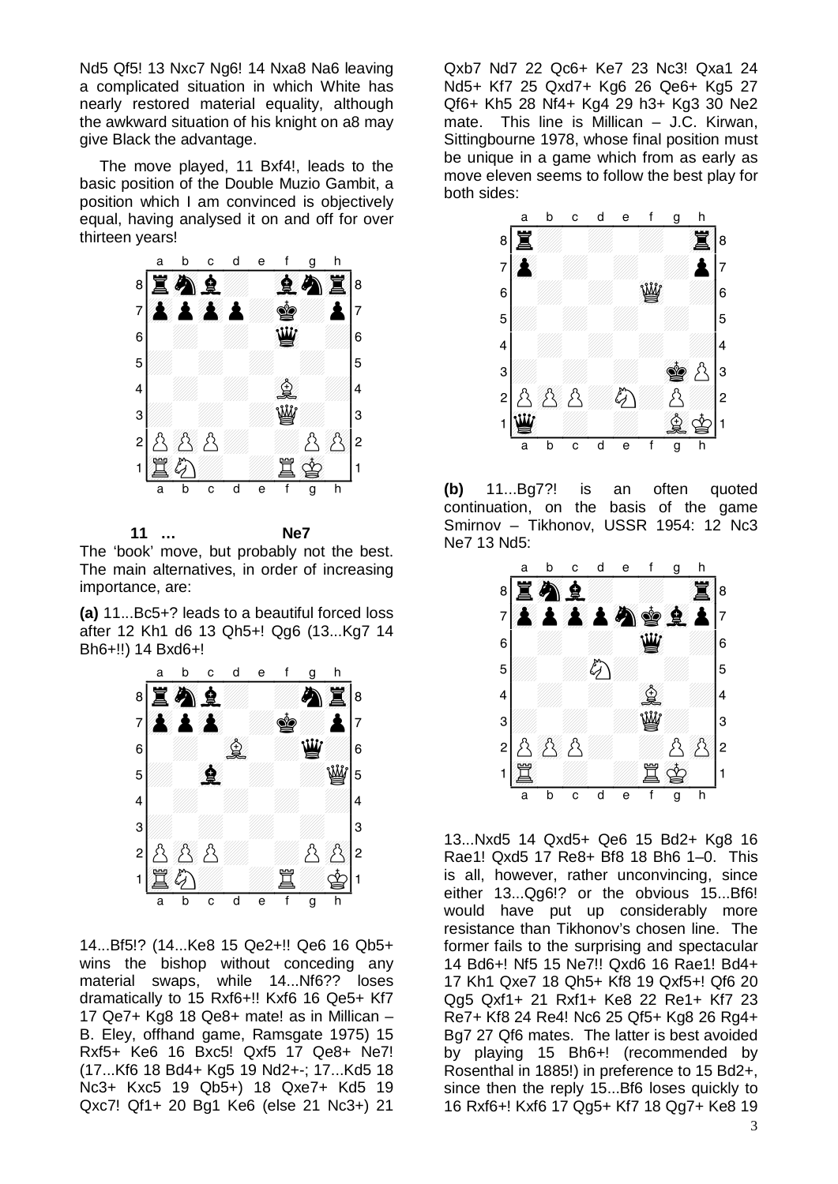Nd5 Qf5! 13 Nxc7 Ng6! 14 Nxa8 Na6 leaving a complicated situation in which White has nearly restored material equality, although the awkward situation of his knight on a8 may give Black the advantage.

The move played, 11 Bxf4!, leads to the basic position of the Double Muzio Gambit, a position which I am convinced is objectively equal, having analysed it on and off for over thirteen years!

**11 … Ne7**

The 'book' move, but probably not the best. The main alternatives, in order of increasing importance, are:

**(a)** 11...Bc5+? leads to a beautiful forced loss after 12 Kh1 d6 13 Qh5+! Qg6 (13...Kg7 14 Bh6+!!) 14 Bxd6+!

14...Bf5!? (14...Ke8 15 Qe2+!! Qe6 16 Qb5+ wins the bishop without conceding any material swaps, while 14...Nf6?? loses dramatically to 15 Rxf6+!! Kxf6 16 Qe5+ Kf7 17 Qe7+ Kg8 18 Qe8+ mate! as in Millican – B. Eley, offhand game, Ramsgate 1975) 15 Rxf5+ Ke6 16 Bxc5! Qxf5 17 Qe8+ Ne7! (17...Kf6 18 Bd4+ Kg5 19 Nd2+-; 17...Kd5 18 Nc3+ Kxc5 19 Qb5+) 18 Qxe7+ Kd5 19 Qxc7! Qf1+ 20 Bg1 Ke6 (else 21 Nc3+) 21 Qxb7 Nd7 22 Qc6+ Ke7 23 Nc3! Qxa1 24 Nd5+ Kf7 25 Qxd7+ Kg6 26 Qe6+ Kg5 27 Qf6+ Kh5 28 Nf4+ Kg4 29 h3+ Kg3 30 Ne2 mate. This line is Millican – J.C. Kirwan, Sittingbourne 1978, whose final position must be unique in a game which from as early as move eleven seems to follow the best play for both sides:

**(b)** 11...Bg7?! is an often quoted continuation, on the basis of the game Smirnov – Tikhonov, USSR 1954: 12 Nc3 Ne7 13 Nd5:

13...Nxd5 14 Qxd5+ Qe6 15 Bd2+ Kg8 16 Rae1! Qxd5 17 Re8+ Bf8 18 Bh6 1–0. This is all, however, rather unconvincing, since either 13...Qg6!? or the obvious 15...Bf6! would have put up considerably more resistance than Tikhonov's chosen line. The former fails to the surprising and spectacular 14 Bd6+! Nf5 15 Ne7!! Qxd6 16 Rae1! Bd4+ 17 Kh1 Qxe7 18 Qh5+ Kf8 19 Qxf5+! Qf6 20 Qg5 Qxf1+ 21 Rxf1+ Ke8 22 Re1+ Kf7 23 Re7+ Kf8 24 Re4! Nc6 25 Qf5+ Kg8 26 Rg4+ Bg7 27 Qf6 mates. The latter is best avoided by playing 15 Bh6+! (recommended by Rosenthal in 1885!) in preference to 15 Bd2+, since then the reply 15...Bf6 loses quickly to 16 Rxf6+! Kxf6 17 Qg5+ Kf7 18 Qg7+ Ke8 19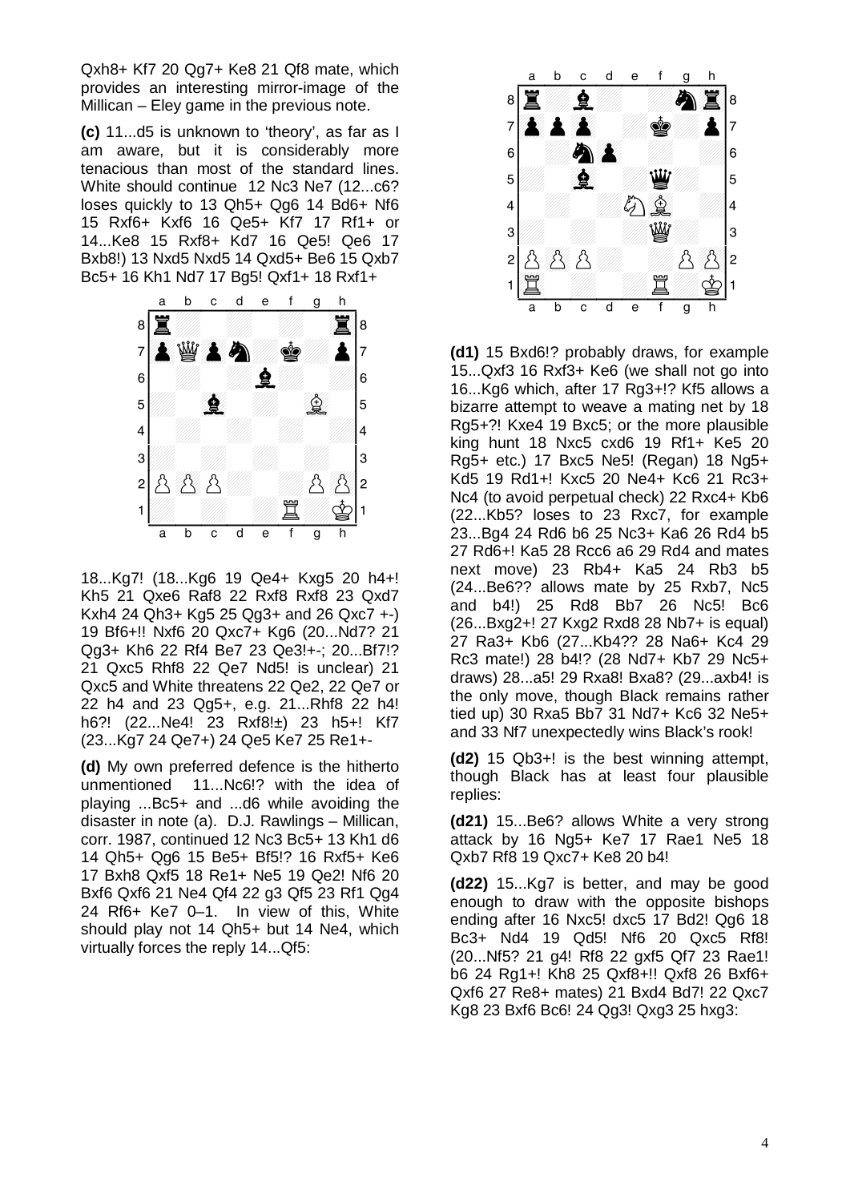Qxh8+ Kf7 20 Qg7+ Ke8 21 Qf8 mate, which provides an interesting mirror-image of the Millican – Eley game in the previous note.

**(c)** 11...d5 is unknown to 'theory', as far as I am aware, but it is considerably more tenacious than most of the standard lines. White should continue 12 Nc3 Ne7 (12...c6? loses quickly to 13 Qh5+ Qg6 14 Bd6+ Nf6 15 Rxf6+ Kxf6 16 Qe5+ Kf7 17 Rf1+ or 14...Ke8 15 Rxf8+ Kd7 16 Qe5! Qe6 17 Bxb8!) 13 Nxd5 Nxd5 14 Qxd5+ Be6 15 Qxb7 Bc5+ 16 Kh1 Nd7 17 Bg5! Qxf1+ 18 Rxf1+

18...Kg7! (18...Kg6 19 Qe4+ Kxg5 20 h4+! Kh5 21 Qxe6 Raf8 22 Rxf8 Rxf8 23 Qxd7 Kxh4 24 Qh3+ Kg5 25 Qg3+ and 26 Qxc7 +-) 19 Bf6+!! Nxf6 20 Qxc7+ Kg6 (20...Nd7? 21 Qg3+ Kh6 22 Rf4 Be7 23 Qe3!+-; 20...Bf7!? 21 Qxc5 Rhf8 22 Qe7 Nd5! is unclear) 21 Qxc5 and White threatens 22 Qe2, 22 Qe7 or 22 h4 and 23 Qg5+, e.g. 21...Rhf8 22 h4! h6?! (22...Ne4! 23 Rxf8!±) 23 h5+! Kf7 (23...Kg7 24 Qe7+) 24 Qe5 Ke7 25 Re1+-

**(d)** My own preferred defence is the hitherto unmentioned 11...Nc6!? with the idea of playing ...Bc5+ and ...d6 while avoiding the disaster in note (a). D.J. Rawlings – Millican, corr. 1987, continued 12 Nc3 Bc5+ 13 Kh1 d6 14 Qh5+ Qg6 15 Be5+ Bf5!? 16 Rxf5+ Ke6 17 Bxh8 Qxf5 18 Re1+ Ne5 19 Qe2! Nf6 20 Bxf6 Qxf6 21 Ne4 Qf4 22 g3 Qf5 23 Rf1 Qg4 24 Rf6+ Ke7 0–1. In view of this, White should play not 14 Qh5+ but 14 Ne4, which virtually forces the reply 14...Qf5:

**(d1)** 15 Bxd6!? probably draws, for example 15...Qxf3 16 Rxf3+ Ke6 (we shall not go into 16...Kg6 which, after 17 Rg3+!? Kf5 allows a bizarre attempt to weave a mating net by 18 Rg5+?! Kxe4 19 Bxc5; or the more plausible king hunt 18 Nxc5 cxd6 19 Rf1+ Ke5 20 Rg5+ etc.) 17 Bxc5 Ne5! (Regan) 18 Ng5+ Kd5 19 Rd1+! Kxc5 20 Ne4+ Kc6 21 Rc3+ Nc4 (to avoid perpetual check) 22 Rxc4+ Kb6 (22...Kb5? loses to 23 Rxc7, for example 23...Bg4 24 Rd6 b6 25 Nc3+ Ka6 26 Rd4 b5 27 Rd6+! Ka5 28 Rcc6 a6 29 Rd4 and mates next move) 23 Rb4+ Ka5 24 Rb3 b5 (24...Be6?? allows mate by 25 Rxb7, Nc5 and b4!) 25 Rd8 Bb7 26 Nc5! Bc6 (26...Bxg2+! 27 Kxg2 Rxd8 28 Nb7+ is equal) 27 Ra3+ Kb6 (27...Kb4?? 28 Na6+ Kc4 29 Rc3 mate!) 28 b4!? (28 Nd7+ Kb7 29 Nc5+ draws) 28...a5! 29 Rxa8! Bxa8? (29...axb4! is the only move, though Black remains rather tied up) 30 Rxa5 Bb7 31 Nd7+ Kc6 32 Ne5+ and 33 Nf7 unexpectedly wins Black's rook!

**(d2)** 15 Qb3+! is the best winning attempt, though Black has at least four plausible replies:

**(d21)** 15...Be6? allows White a very strong attack by 16 Ng5+ Ke7 17 Rae1 Ne5 18 Qxb7 Rf8 19 Qxc7+ Ke8 20 b4!

**(d22)** 15...Kg7 is better, and may be good enough to draw with the opposite bishops ending after 16 Nxc5! dxc5 17 Bd2! Qg6 18 Bc3+ Nd4 19 Qd5! Nf6 20 Qxc5 Rf8! (20...Nf5? 21 g4! Rf8 22 gxf5 Qf7 23 Rae1! b6 24 Rg1+! Kh8 25 Qxf8+!! Qxf8 26 Bxf6+ Qxf6 27 Re8+ mates) 21 Bxd4 Bd7! 22 Qxc7 Kg8 23 Bxf6 Bc6! 24 Qg3! Qxg3 25 hxg3: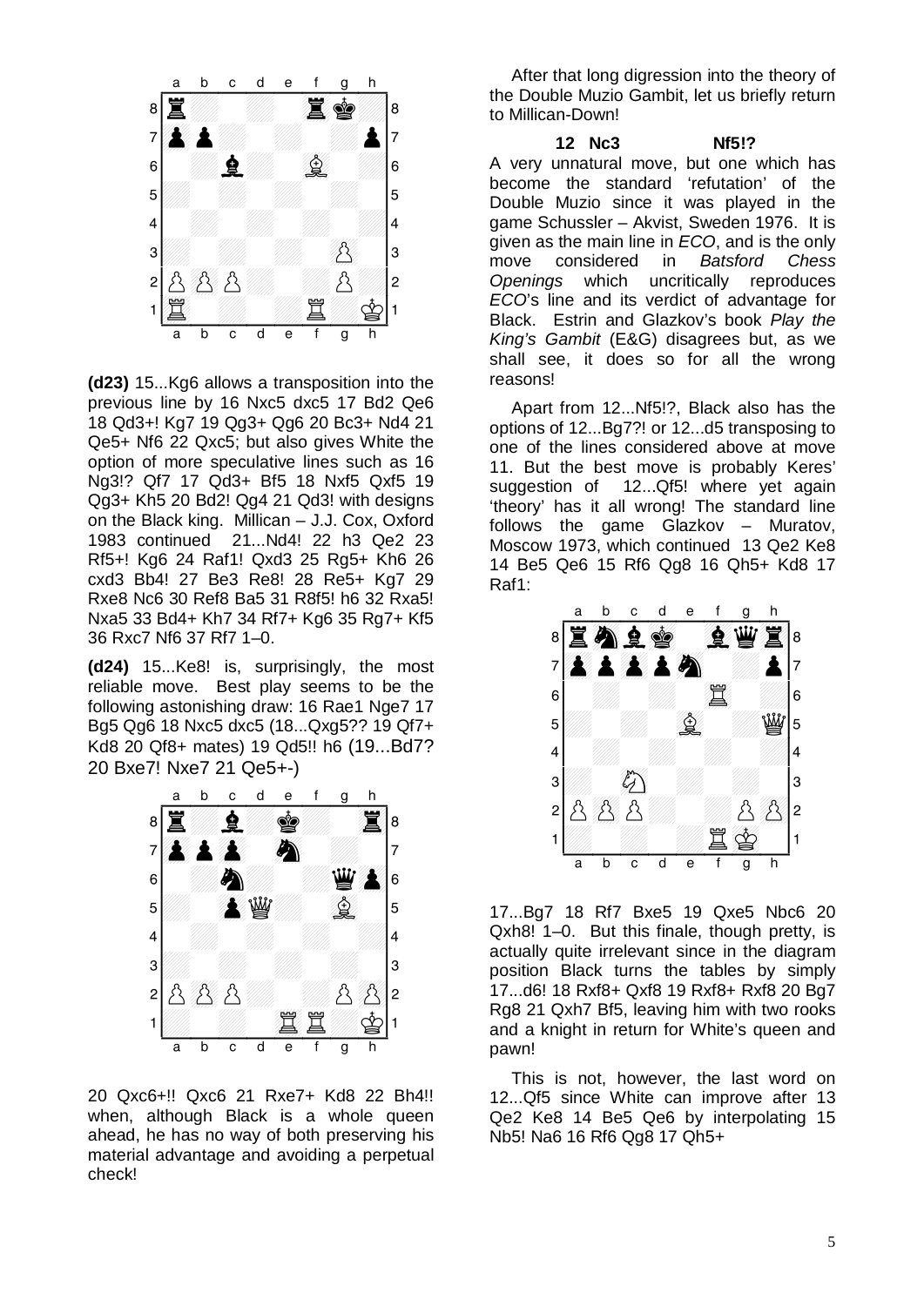**(d23)** 15...Kg6 allows a transposition into the previous line by 16 Nxc5 dxc5 17 Bd2 Qe6 18 Qd3+! Kg7 19 Qg3+ Qg6 20 Bc3+ Nd4 21 Qe5+ Nf6 22 Qxc5; but also gives White the option of more speculative lines such as 16 Ng3!? Qf7 17 Qd3+ Bf5 18 Nxf5 Qxf5 19 Qg3+ Kh5 20 Bd2! Qg4 21 Qd3! with designs on the Black king. Millican – J.J. Cox, Oxford 1983 continued 21...Nd4! 22 h3 Qe2 23 Rf5+! Kg6 24 Raf1! Qxd3 25 Rg5+ Kh6 26 cxd3 Bb4! 27 Be3 Re8! 28 Re5+ Kg7 29 Rxe8 Nc6 30 Ref8 Ba5 31 R8f5! h6 32 Rxa5! Nxa5 33 Bd4+ Kh7 34 Rf7+ Kg6 35 Rg7+ Kf5 36 Rxc7 Nf6 37 Rf7 1–0.

**(d24)** 15...Ke8! is, surprisingly, the most reliable move. Best play seems to be the following astonishing draw: 16 Rae1 Nge7 17 Bg5 Qg6 18 Nxc5 dxc5 (18...Qxg5?? 19 Qf7+ Kd8 20 Qf8+ mates) 19 Qd5!! h6 (19...Bd7? 20 Bxe7! Nxe7 21 Qe5+-)

20 Qxc6+!! Qxc6 21 Rxe7+ Kd8 22 Bh4!! when, although Black is a whole queen ahead, he has no way of both preserving his material advantage and avoiding a perpetual check!

After that long digression into the theory of the Double Muzio Gambit, let us briefly return to Millican-Down!

**12 Nc3 Nf5!?**

A very unnatural move, but one which has become the standard 'refutation' of the Double Muzio since it was played in the game Schussler – Akvist, Sweden 1976. It is given as the main line in *ECO*, and is the only move considered in *Batsford Chess Openings* which uncritically reproduces *ECO*'s line and its verdict of advantage for Black. Estrin and Glazkov's book *Play the King's Gambit* (E&G) disagrees but, as we shall see, it does so for all the wrong reasons!

Apart from 12...Nf5!?, Black also has the options of 12...Bg7?! or 12...d5 transposing to one of the lines considered above at move 11. But the best move is probably Keres' suggestion of 12...Qf5! where yet again 'theory' has it all wrong! The standard line follows the game Glazkov – Muratov, Moscow 1973, which continued 13 Qe2 Ke8 14 Be5 Qe6 15 Rf6 Qg8 16 Qh5+ Kd8 17 Raf1:

17...Bg7 18 Rf7 Bxe5 19 Qxe5 Nbc6 20 Qxh8! 1–0. But this finale, though pretty, is actually quite irrelevant since in the diagram position Black turns the tables by simply 17...d6! 18 Rxf8+ Qxf8 19 Rxf8+ Rxf8 20 Bg7 Rg8 21 Qxh7 Bf5, leaving him with two rooks and a knight in return for White's queen and pawn!

This is not, however, the last word on 12...Qf5 since White can improve after 13 Qe2 Ke8 14 Be5 Qe6 by interpolating 15 Nb5! Na6 16 Rf6 Qg8 17 Qh5+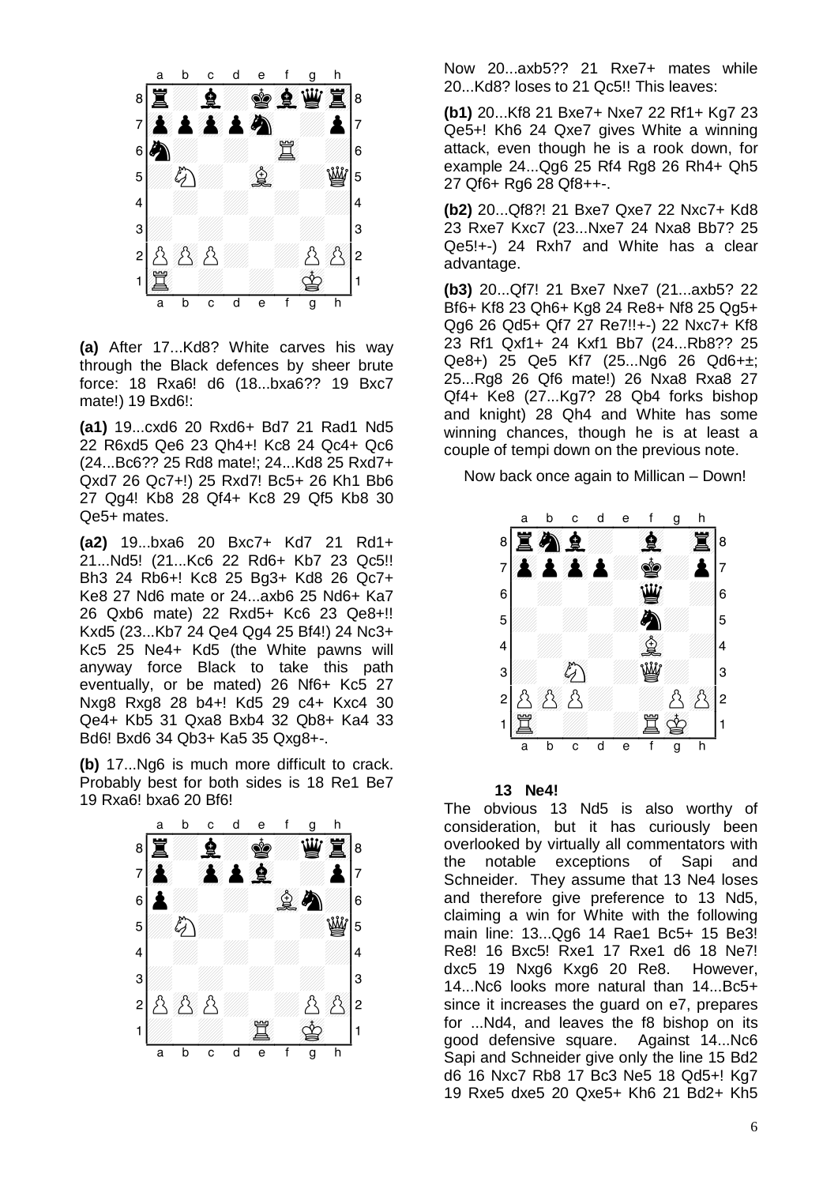**(a)** After 17...Kd8? White carves his way through the Black defences by sheer brute force: 18 Rxa6! d6 (18...bxa6?? 19 Bxc7 mate!) 19 Bxd6!:

**(a1)** 19...cxd6 20 Rxd6+ Bd7 21 Rad1 Nd5 22 R6xd5 Qe6 23 Qh4+! Kc8 24 Qc4+ Qc6 (24...Bc6?? 25 Rd8 mate!; 24...Kd8 25 Rxd7+ Qxd7 26 Qc7+!) 25 Rxd7! Bc5+ 26 Kh1 Bb6 27 Qg4! Kb8 28 Qf4+ Kc8 29 Qf5 Kb8 30 Qe5+ mates.

**(a2)** 19...bxa6 20 Bxc7+ Kd7 21 Rd1+ 21...Nd5! (21...Kc6 22 Rd6+ Kb7 23 Qc5!! Bh3 24 Rb6+! Kc8 25 Bg3+ Kd8 26 Qc7+ Ke8 27 Nd6 mate or 24...axb6 25 Nd6+ Ka7 26 Qxb6 mate) 22 Rxd5+ Kc6 23 Qe8+!! Kxd5 (23...Kb7 24 Qe4 Qg4 25 Bf4!) 24 Nc3+ Kc5 25 Ne4+ Kd5 (the White pawns will anyway force Black to take this path eventually, or be mated) 26 Nf6+ Kc5 27 Nxg8 Rxg8 28 b4+! Kd5 29 c4+ Kxc4 30 Qe4+ Kb5 31 Qxa8 Bxb4 32 Qb8+ Ka4 33 Bd6! Bxd6 34 Qb3+ Ka5 35 Qxg8+-.

**(b)** 17...Ng6 is much more difficult to crack. Probably best for both sides is 18 Re1 Be7 19 Rxa6! bxa6 20 Bf6!

Now 20...axb5?? 21 Rxe7+ mates while 20...Kd8? loses to 21 Qc5!! This leaves:

**(b1)** 20...Kf8 21 Bxe7+ Nxe7 22 Rf1+ Kg7 23 Qe5+! Kh6 24 Qxe7 gives White a winning attack, even though he is a rook down, for example 24...Qg6 25 Rf4 Rg8 26 Rh4+ Qh5 27 Qf6+ Rg6 28 Qf8++-.

**(b2)** 20...Qf8?! 21 Bxe7 Qxe7 22 Nxc7+ Kd8 23 Rxe7 Kxc7 (23...Nxe7 24 Nxa8 Bb7? 25 Qe5!+-) 24 Rxh7 and White has a clear advantage.

**(b3)** 20...Qf7! 21 Bxe7 Nxe7 (21...axb5? 22 Bf6+ Kf8 23 Qh6+ Kg8 24 Re8+ Nf8 25 Qg5+ Qg6 26 Qd5+ Qf7 27 Re7!!+-) 22 Nxc7+ Kf8 23 Rf1 Qxf1+ 24 Kxf1 Bb7 (24...Rb8?? 25 Qe8+) 25 Qe5 Kf7 (25...Ng6 26 Qd6+±; 25...Rg8 26 Qf6 mate!) 26 Nxa8 Rxa8 27 Qf4+ Ke8 (27...Kg7? 28 Qb4 forks bishop and knight) 28 Qh4 and White has some winning chances, though he is at least a couple of tempi down on the previous note.

Now back once again to Millican – Down!

**13 Ne4!**

The obvious 13 Nd5 is also worthy of consideration, but it has curiously been overlooked by virtually all commentators with the notable exceptions of Sapi and Schneider. They assume that 13 Ne4 loses and therefore give preference to 13 Nd5, claiming a win for White with the following main line: 13...Qg6 14 Rae1 Bc5+ 15 Be3! Re8! 16 Bxc5! Rxe1 17 Rxe1 d6 18 Ne7! dxc5 19 Nxg6 Kxg6 20 Re8. However, 14...Nc6 looks more natural than 14...Bc5+ since it increases the guard on e7, prepares for ...Nd4, and leaves the f8 bishop on its good defensive square. Against 14...Nc6 Sapi and Schneider give only the line 15 Bd2 d6 16 Nxc7 Rb8 17 Bc3 Ne5 18 Qd5+! Kg7 19 Rxe5 dxe5 20 Qxe5+ Kh6 21 Bd2+ Kh5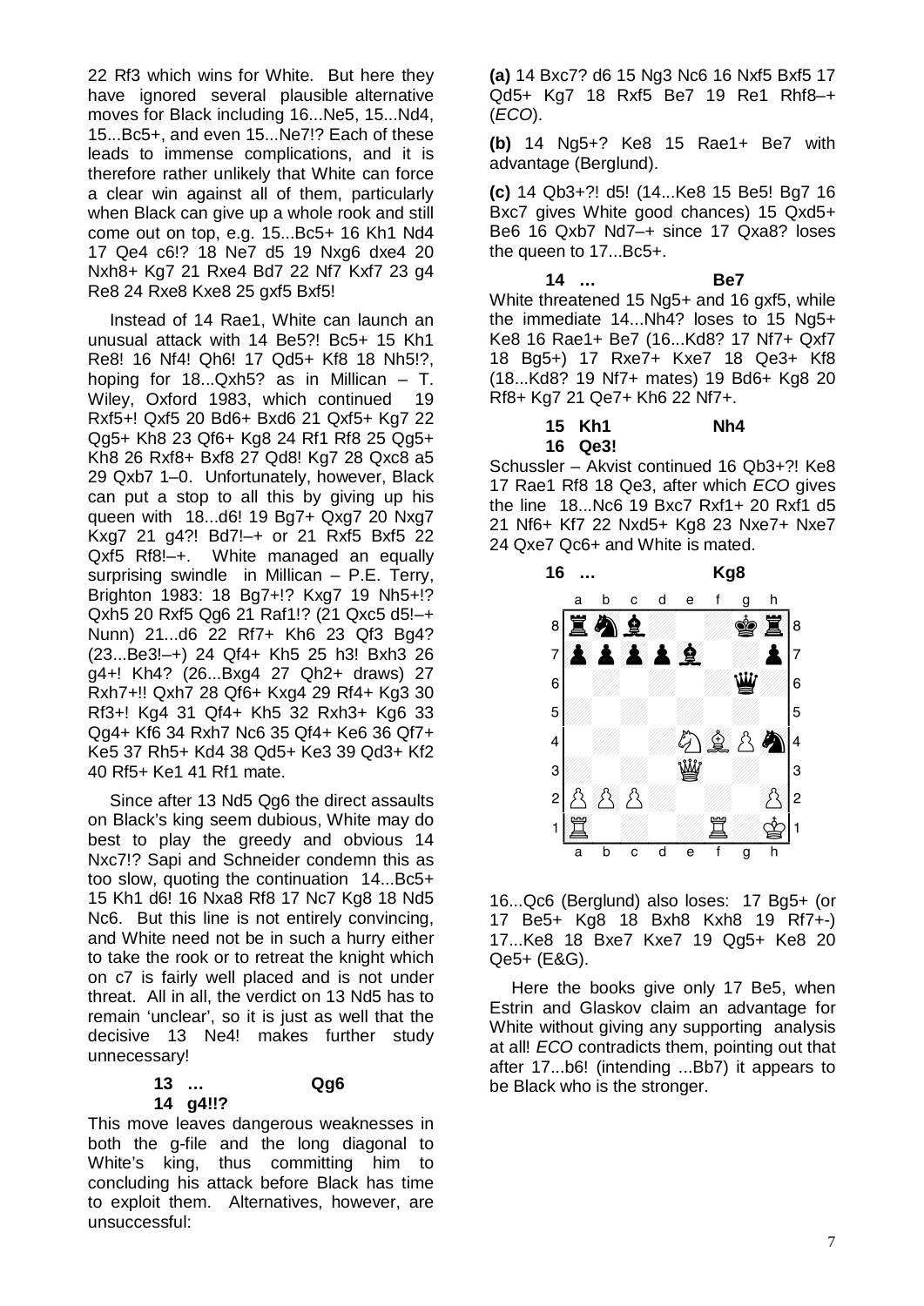22 Rf3 which wins for White. But here they have ignored several plausible alternative moves for Black including 16...Ne5, 15...Nd4, 15...Bc5+, and even 15...Ne7!? Each of these leads to immense complications, and it is therefore rather unlikely that White can force a clear win against all of them, particularly when Black can give up a whole rook and still come out on top, e.g. 15...Bc5+ 16 Kh1 Nd4 17 Qe4 c6!? 18 Ne7 d5 19 Nxg6 dxe4 20 Nxh8+ Kg7 21 Rxe4 Bd7 22 Nf7 Kxf7 23 g4 Re8 24 Rxe8 Kxe8 25 gxf5 Bxf5!

Instead of 14 Rae1, White can launch an unusual attack with 14 Be5?! Bc5+ 15 Kh1 Re8! 16 Nf4! Qh6! 17 Qd5+ Kf8 18 Nh5!?, hoping for 18...Qxh5? as in Millican – T. Wiley, Oxford 1983, which continued 19 Rxf5+! Qxf5 20 Bd6+ Bxd6 21 Qxf5+ Kg7 22 Qg5+ Kh8 23 Qf6+ Kg8 24 Rf1 Rf8 25 Qg5+ Kh8 26 Rxf8+ Bxf8 27 Qd8! Kg7 28 Qxc8 a5 29 Qxb7 1–0. Unfortunately, however, Black can put a stop to all this by giving up his queen with 18...d6! 19 Bg7+ Qxg7 20 Nxg7 Kxg7 21 g4?! Bd7!–+ or 21 Rxf5 Bxf5 22 Qxf5 Rf8!–+. White managed an equally surprising swindle in Millican – P.E. Terry, Brighton 1983: 18 Bg7+!? Kxg7 19 Nh5+!? Qxh5 20 Rxf5 Qg6 21 Raf1!? (21 Qxc5 d5!–+ Nunn) 21...d6 22 Rf7+ Kh6 23 Qf3 Bg4? (23...Be3!–+) 24 Qf4+ Kh5 25 h3! Bxh3 26 g4+! Kh4? (26...Bxg4 27 Qh2+ draws) 27 Rxh7+!! Qxh7 28 Qf6+ Kxg4 29 Rf4+ Kg3 30 Rf3+! Kg4 31 Qf4+ Kh5 32 Rxh3+ Kg6 33 Qg4+ Kf6 34 Rxh7 Nc6 35 Qf4+ Ke6 36 Qf7+ Ke5 37 Rh5+ Kd4 38 Qd5+ Ke3 39 Qd3+ Kf2 40 Rf5+ Ke1 41 Rf1 mate.

Since after 13 Nd5 Qg6 the direct assaults on Black's king seem dubious, White may do best to play the greedy and obvious 14 Nxc7!? Sapi and Schneider condemn this as too slow, quoting the continuation 14...Bc5+ 15 Kh1 d6! 16 Nxa8 Rf8 17 Nc7 Kg8 18 Nd5 Nc6. But this line is not entirely convincing, and White need not be in such a hurry either to take the rook or to retreat the knight which on c7 is fairly well placed and is not under threat. All in all, the verdict on 13 Nd5 has to remain 'unclear', so it is just as well that the decisive 13 Ne4! makes further study unnecessary!

**13 … Qg6**
**14 g4!!?**

This move leaves dangerous weaknesses in both the g-file and the long diagonal to White's king, thus committing him to concluding his attack before Black has time to exploit them. Alternatives, however, are unsuccessful:

**(a)** 14 Bxc7? d6 15 Ng3 Nc6 16 Nxf5 Bxf5 17 Qd5+ Kg7 18 Rxf5 Be7 19 Re1 Rhf8–+ (*ECO*).

**(b)** 14 Ng5+? Ke8 15 Rae1+ Be7 with advantage (Berglund).

**(c)** 14 Qb3+?! d5! (14...Ke8 15 Be5! Bg7 16 Bxc7 gives White good chances) 15 Qxd5+ Be6 16 Qxb7 Nd7–+ since 17 Qxa8? loses the queen to 17...Bc5+.

**14 … Be7**

White threatened 15 Ng5+ and 16 gxf5, while the immediate 14...Nh4? loses to 15 Ng5+ Ke8 16 Rae1+ Be7 (16...Kd8? 17 Nf7+ Qxf7 18 Bg5+) 17 Rxe7+ Kxe7 18 Qe3+ Kf8 (18...Kd8? 19 Nf7+ mates) 19 Bd6+ Kg8 20 Rf8+ Kg7 21 Qe7+ Kh6 22 Nf7+.

**15 Kh1 Nh4**
**16 Qe3!**

Schussler – Akvist continued 16 Qb3+?! Ke8 17 Rae1 Rf8 18 Qe3, after which *ECO* gives the line 18...Nc6 19 Bxc7 Rxf1+ 20 Rxf1 d5 21 Nf6+ Kf7 22 Nxd5+ Kg8 23 Nxe7+ Nxe7 24 Qxe7 Qc6+ and White is mated.

**16 … Kg8**

16...Qc6 (Berglund) also loses: 17 Bg5+ (or 17 Be5+ Kg8 18 Bxh8 Kxh8 19 Rf7+-) 17...Ke8 18 Bxe7 Kxe7 19 Qg5+ Ke8 20 Qe5+ (E&G).

Here the books give only 17 Be5, when Estrin and Glaskov claim an advantage for White without giving any supporting analysis at all! *ECO* contradicts them, pointing out that after 17...b6! (intending ...Bb7) it appears to be Black who is the stronger.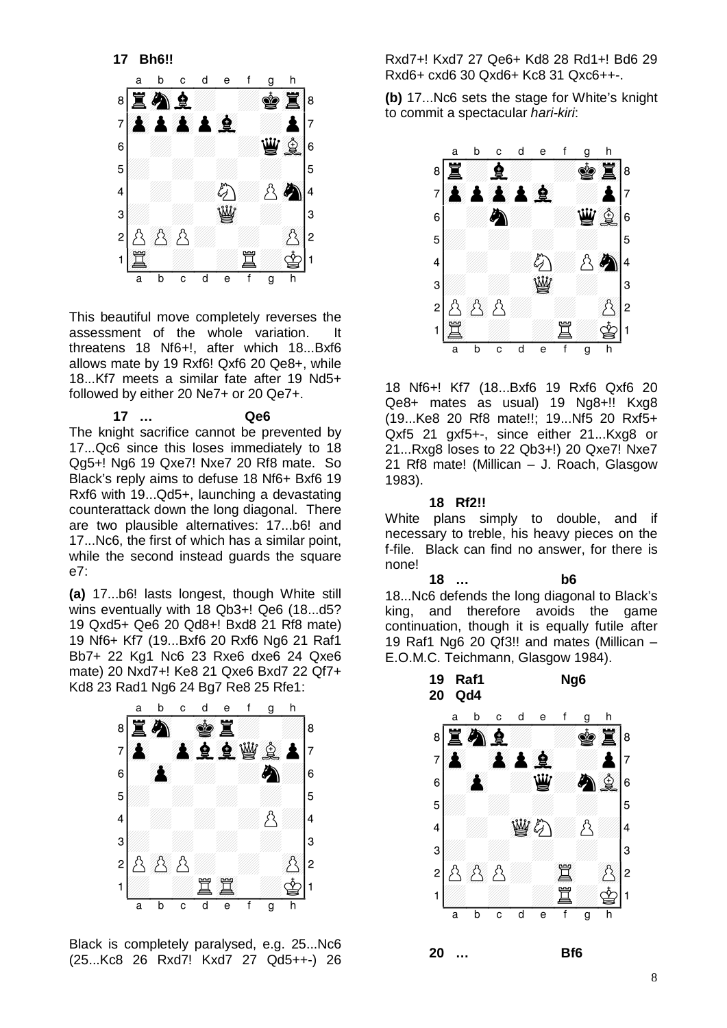**17 Bh6!!**

This beautiful move completely reverses the assessment of the whole variation. It threatens 18 Nf6+!, after which 18...Bxf6 allows mate by 19 Rxf6! Qxf6 20 Qe8+, while 18...Kf7 meets a similar fate after 19 Nd5+ followed by either 20 Ne7+ or 20 Qe7+.

**17 … Qe6**

The knight sacrifice cannot be prevented by 17...Qc6 since this loses immediately to 18 Qg5+! Ng6 19 Qxe7! Nxe7 20 Rf8 mate. So Black's reply aims to defuse 18 Nf6+ Bxf6 19 Rxf6 with 19...Qd5+, launching a devastating counterattack down the long diagonal. There are two plausible alternatives: 17...b6! and 17...Nc6, the first of which has a similar point, while the second instead guards the square e7:

**(a)** 17...b6! lasts longest, though White still wins eventually with 18 Qb3+! Qe6 (18...d5? 19 Qxd5+ Qe6 20 Qd8+! Bxd8 21 Rf8 mate) 19 Nf6+ Kf7 (19...Bxf6 20 Rxf6 Ng6 21 Raf1 Bb7+ 22 Kg1 Nc6 23 Rxe6 dxe6 24 Qxe6 mate) 20 Nxd7+! Ke8 21 Qxe6 Bxd7 22 Qf7+ Kd8 23 Rad1 Ng6 24 Bg7 Re8 25 Rfe1:

Black is completely paralysed, e.g. 25...Nc6 (25...Kc8 26 Rxd7! Kxd7 27 Qd5++-) 26 Rxd7+! Kxd7 27 Qe6+ Kd8 28 Rd1+! Bd6 29 Rxd6+ cxd6 30 Qxd6+ Kc8 31 Qxc6++-.

**(b)** 17...Nc6 sets the stage for White's knight to commit a spectacular *hari-kiri*:

18 Nf6+! Kf7 (18...Bxf6 19 Rxf6 Qxf6 20 Qe8+ mates as usual) 19 Ng8+!! Kxg8 (19...Ke8 20 Rf8 mate!!; 19...Nf5 20 Rxf5+ Qxf5 21 gxf5+-, since either 21...Kxg8 or 21...Rxg8 loses to 22 Qb3+!) 20 Qxe7! Nxe7 21 Rf8 mate! (Millican – J. Roach, Glasgow 1983).

**18 Rf2!!**

White plans simply to double, and if necessary to treble, his heavy pieces on the f-file. Black can find no answer, for there is none!

**18 … b6**

18...Nc6 defends the long diagonal to Black's king, and therefore avoids the game continuation, though it is equally futile after 19 Raf1 Ng6 20 Qf3!! and mates (Millican – E.O.M.C. Teichmann, Glasgow 1984).

**19 Raf1 Ng6**
**20 Qd4**

**20 … Bf6**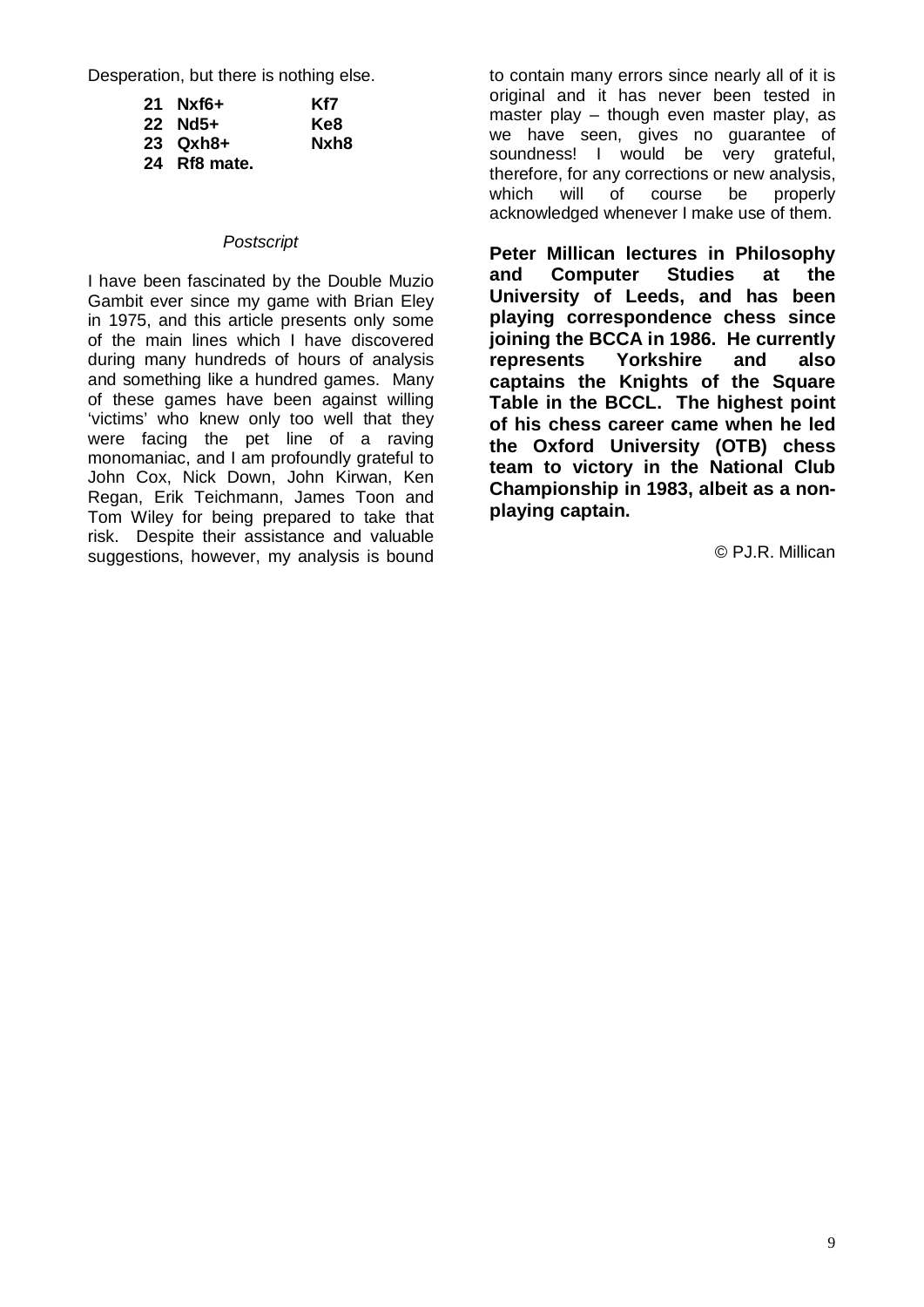Desperation, but there is nothing else.

| | | |
|---|---|---|
| **21** | **Nxf6+** | **Kf7** |
| **22** | **Nd5+** | **Ke8** |
| **23** | **Qxh8+** | **Nxh8** |
| **24** | **Rf8 mate.** | |

*Postscript*

I have been fascinated by the Double Muzio Gambit ever since my game with Brian Eley in 1975, and this article presents only some of the main lines which I have discovered during many hundreds of hours of analysis and something like a hundred games. Many of these games have been against willing 'victims' who knew only too well that they were facing the pet line of a raving monomaniac, and I am profoundly grateful to John Cox, Nick Down, John Kirwan, Ken Regan, Erik Teichmann, James Toon and Tom Wiley for being prepared to take that risk. Despite their assistance and valuable suggestions, however, my analysis is bound to contain many errors since nearly all of it is original and it has never been tested in master play – though even master play, as we have seen, gives no guarantee of soundness! I would be very grateful, therefore, for any corrections or new analysis, which will of course be properly acknowledged whenever I make use of them.

**Peter Millican lectures in Philosophy and Computer Studies at the University of Leeds, and has been playing correspondence chess since joining the BCCA in 1986. He currently represents Yorkshire and also captains the Knights of the Square Table in the BCCL. The highest point of his chess career came when he led the Oxford University (OTB) chess team to victory in the National Club Championship in 1983, albeit as a non-playing captain.**

© PJ.R. Millican